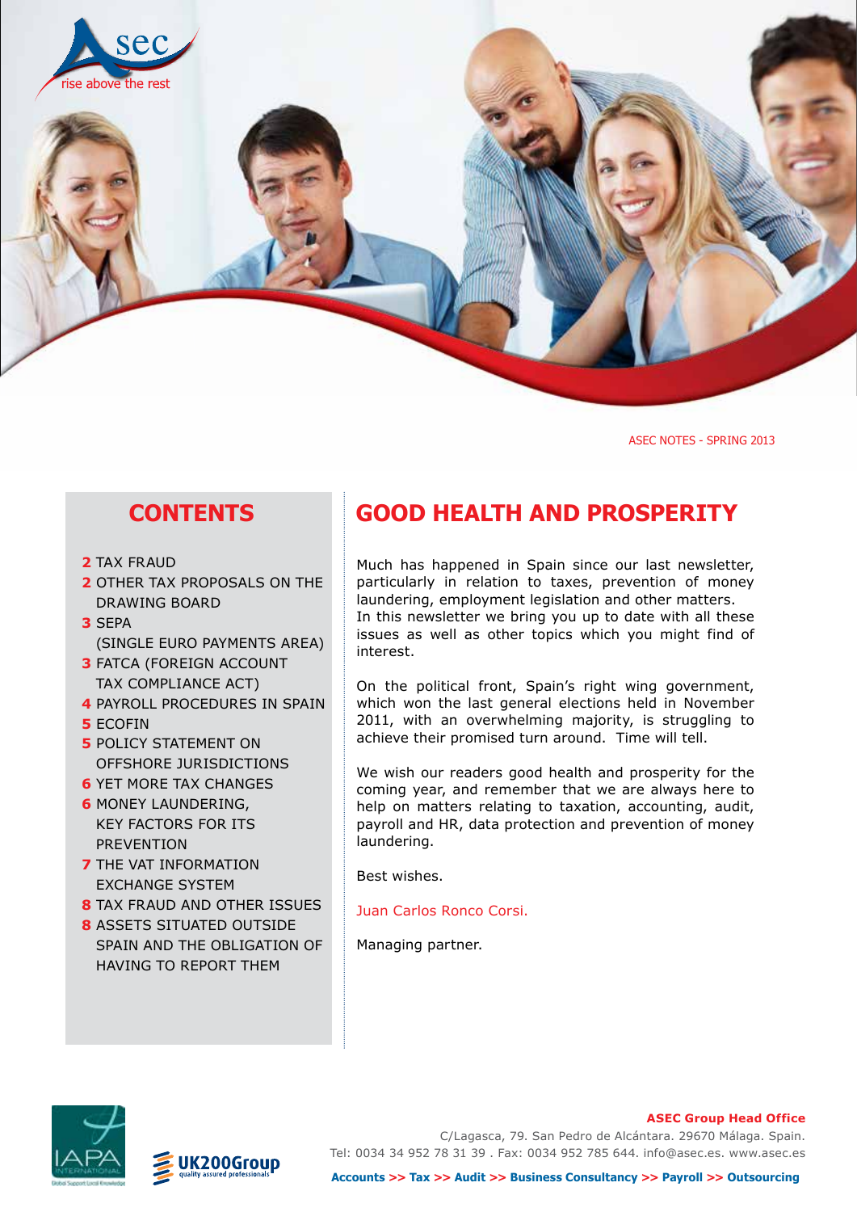asec
rise above the rest

ASEC NOTES - SPRING 2013

## CONTENTS

- **2** TAX FRAUD
- **2** OTHER TAX PROPOSALS ON THE DRAWING BOARD
- **3** SEPA (SINGLE EURO PAYMENTS AREA)
- **3** FATCA (FOREIGN ACCOUNT TAX COMPLIANCE ACT)
- **4** PAYROLL PROCEDURES IN SPAIN
- **5** ECOFIN
- **5** POLICY STATEMENT ON OFFSHORE JURISDICTIONS
- **6** YET MORE TAX CHANGES
- **6** MONEY LAUNDERING, KEY FACTORS FOR ITS PREVENTION
- **7** THE VAT INFORMATION EXCHANGE SYSTEM
- **8** TAX FRAUD AND OTHER ISSUES
- **8** ASSETS SITUATED OUTSIDE SPAIN AND THE OBLIGATION OF HAVING TO REPORT THEM

## GOOD HEALTH AND PROSPERITY

Much has happened in Spain since our last newsletter, particularly in relation to taxes, prevention of money laundering, employment legislation and other matters. In this newsletter we bring you up to date with all these issues as well as other topics which you might find of interest.

On the political front, Spain's right wing government, which won the last general elections held in November 2011, with an overwhelming majority, is struggling to achieve their promised turn around. Time will tell.

We wish our readers good health and prosperity for the coming year, and remember that we are always here to help on matters relating to taxation, accounting, audit, payroll and HR, data protection and prevention of money laundering.

Best wishes.

Juan Carlos Ronco Corsi.

Managing partner.

IAPA INTERNATIONAL Global Support Local Knowledge

UK200Group quality assured professionals

**ASEC Group Head Office**
C/Lagasca, 79. San Pedro de Alcántara. 29670 Málaga. Spain.
Tel: 0034 34 952 78 31 39 . Fax: 0034 952 785 644. info@asec.es. www.asec.es

**Accounts >> Tax >> Audit >> Business Consultancy >> Payroll >> Outsourcing**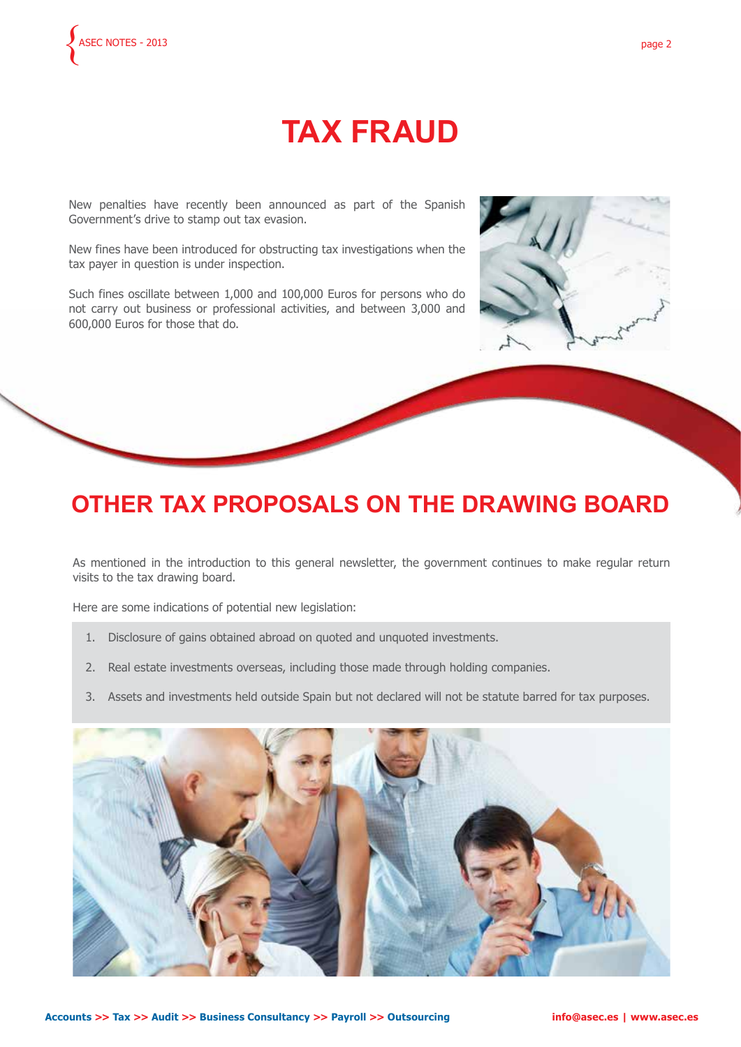# TAX FRAUD

New penalties have recently been announced as part of the Spanish Government's drive to stamp out tax evasion.

New fines have been introduced for obstructing tax investigations when the tax payer in question is under inspection.

Such fines oscillate between 1,000 and 100,000 Euros for persons who do not carry out business or professional activities, and between 3,000 and 600,000 Euros for those that do.

# OTHER TAX PROPOSALS ON THE DRAWING BOARD

As mentioned in the introduction to this general newsletter, the government continues to make regular return visits to the tax drawing board.

Here are some indications of potential new legislation:

1. Disclosure of gains obtained abroad on quoted and unquoted investments.
2. Real estate investments overseas, including those made through holding companies.
3. Assets and investments held outside Spain but not declared will not be statute barred for tax purposes.

**Accounts >> Tax >> Audit >> Business Consultancy >> Payroll >> Outsourcing**

**info@asec.es | www.asec.es**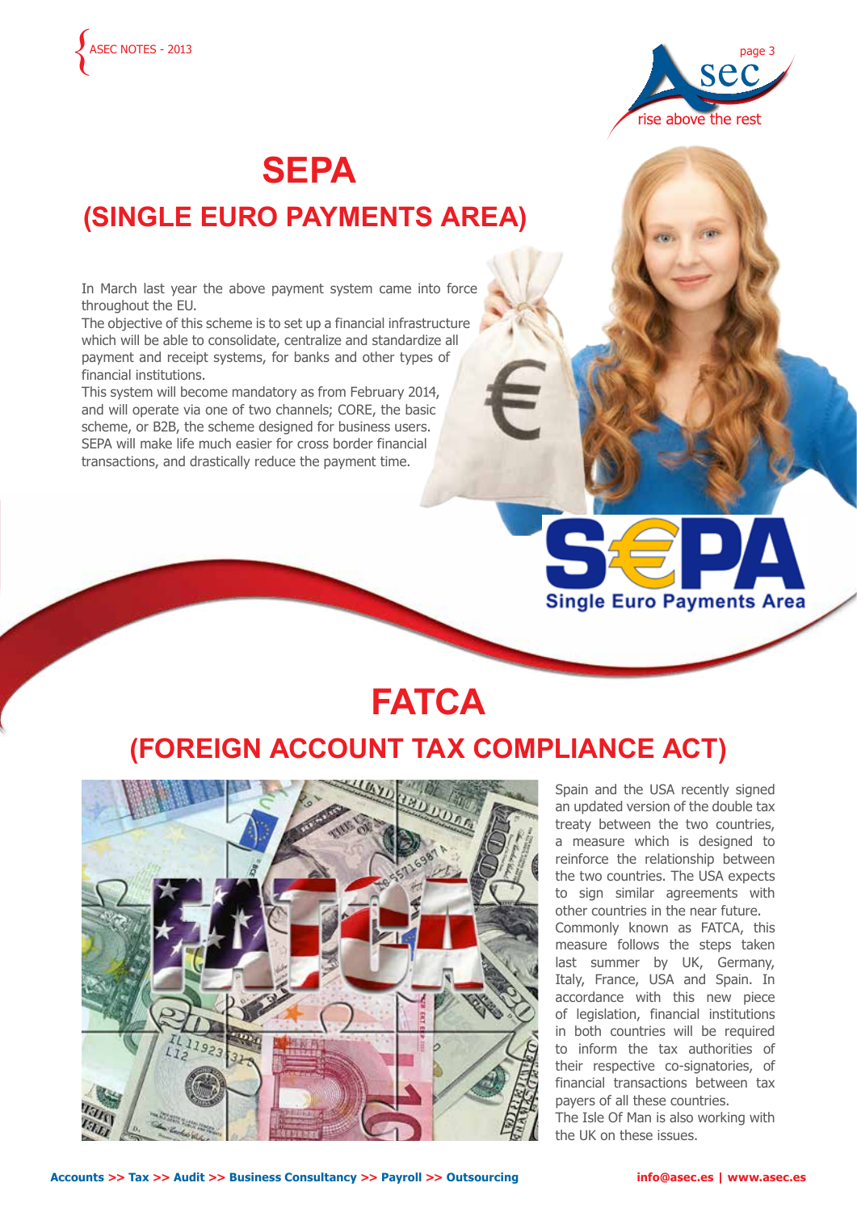# SEPA

## (SINGLE EURO PAYMENTS AREA)

In March last year the above payment system came into force throughout the EU.

The objective of this scheme is to set up a financial infrastructure which will be able to consolidate, centralize and standardize all payment and receipt systems, for banks and other types of financial institutions.

This system will become mandatory as from February 2014, and will operate via one of two channels; CORE, the basic scheme, or B2B, the scheme designed for business users. SEPA will make life much easier for cross border financial transactions, and drastically reduce the payment time.

# FATCA

## (FOREIGN ACCOUNT TAX COMPLIANCE ACT)

Spain and the USA recently signed an updated version of the double tax treaty between the two countries, a measure which is designed to reinforce the relationship between the two countries. The USA expects to sign similar agreements with other countries in the near future.

Commonly known as FATCA, this measure follows the steps taken last summer by UK, Germany, Italy, France, USA and Spain. In accordance with this new piece of legislation, financial institutions in both countries will be required to inform the tax authorities of their respective co-signatories, of financial transactions between tax payers of all these countries.

The Isle Of Man is also working with the UK on these issues.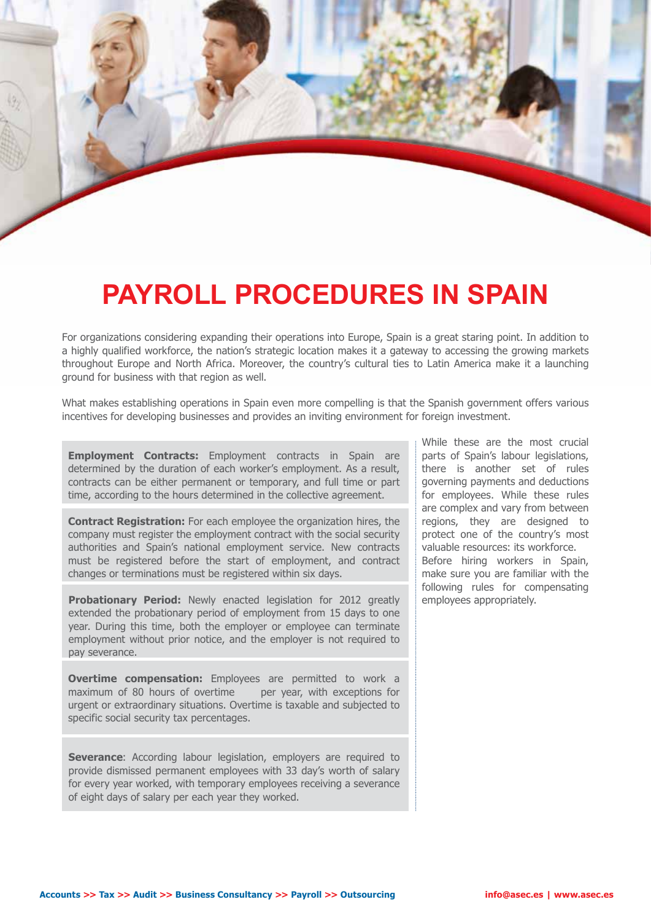# PAYROLL PROCEDURES IN SPAIN

For organizations considering expanding their operations into Europe, Spain is a great staring point. In addition to a highly qualified workforce, the nation's strategic location makes it a gateway to accessing the growing markets throughout Europe and North Africa. Moreover, the country's cultural ties to Latin America make it a launching ground for business with that region as well.

What makes establishing operations in Spain even more compelling is that the Spanish government offers various incentives for developing businesses and provides an inviting environment for foreign investment.

**Employment Contracts:** Employment contracts in Spain are determined by the duration of each worker's employment. As a result, contracts can be either permanent or temporary, and full time or part time, according to the hours determined in the collective agreement.

**Contract Registration:** For each employee the organization hires, the company must register the employment contract with the social security authorities and Spain's national employment service. New contracts must be registered before the start of employment, and contract changes or terminations must be registered within six days.

**Probationary Period:** Newly enacted legislation for 2012 greatly extended the probationary period of employment from 15 days to one year. During this time, both the employer or employee can terminate employment without prior notice, and the employer is not required to pay severance.

**Overtime compensation:** Employees are permitted to work a maximum of 80 hours of overtime per year, with exceptions for urgent or extraordinary situations. Overtime is taxable and subjected to specific social security tax percentages.

**Severance**: According labour legislation, employers are required to provide dismissed permanent employees with 33 day's worth of salary for every year worked, with temporary employees receiving a severance of eight days of salary per each year they worked.

While these are the most crucial parts of Spain's labour legislations, there is another set of rules governing payments and deductions for employees. While these rules are complex and vary from between regions, they are designed to protect one of the country's most valuable resources: its workforce.

Before hiring workers in Spain, make sure you are familiar with the following rules for compensating employees appropriately.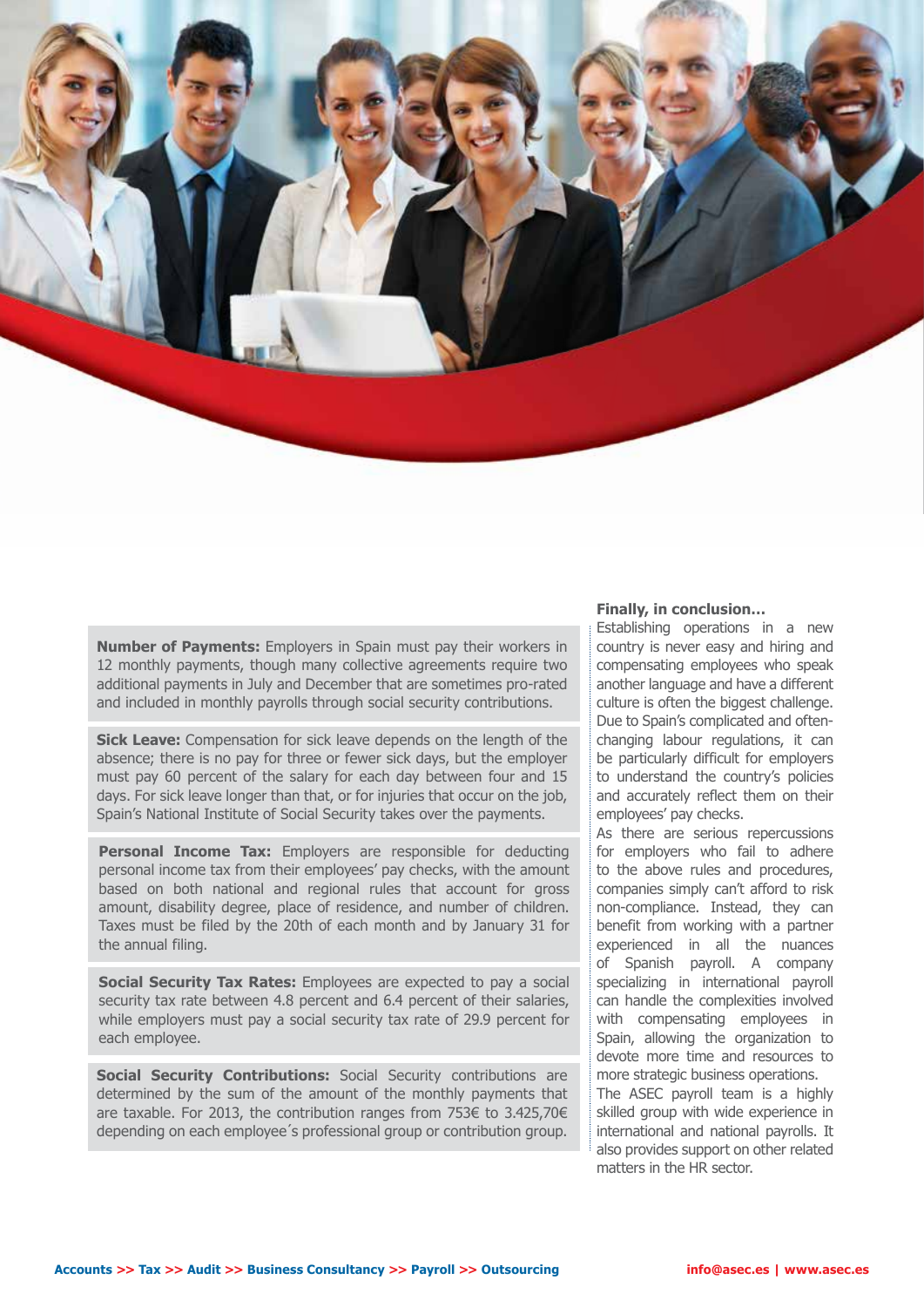**Number of Payments:** Employers in Spain must pay their workers in 12 monthly payments, though many collective agreements require two additional payments in July and December that are sometimes pro-rated and included in monthly payrolls through social security contributions.

**Sick Leave:** Compensation for sick leave depends on the length of the absence; there is no pay for three or fewer sick days, but the employer must pay 60 percent of the salary for each day between four and 15 days. For sick leave longer than that, or for injuries that occur on the job, Spain's National Institute of Social Security takes over the payments.

**Personal Income Tax:** Employers are responsible for deducting personal income tax from their employees' pay checks, with the amount based on both national and regional rules that account for gross amount, disability degree, place of residence, and number of children. Taxes must be filed by the 20th of each month and by January 31 for the annual filing.

**Social Security Tax Rates:** Employees are expected to pay a social security tax rate between 4.8 percent and 6.4 percent of their salaries, while employers must pay a social security tax rate of 29.9 percent for each employee.

**Social Security Contributions:** Social Security contributions are determined by the sum of the amount of the monthly payments that are taxable. For 2013, the contribution ranges from 753€ to 3.425,70€ depending on each employee´s professional group or contribution group.

**Finally, in conclusion…**

Establishing operations in a new country is never easy and hiring and compensating employees who speak another language and have a different culture is often the biggest challenge. Due to Spain's complicated and often-changing labour regulations, it can be particularly difficult for employers to understand the country's policies and accurately reflect them on their employees' pay checks.

As there are serious repercussions for employers who fail to adhere to the above rules and procedures, companies simply can't afford to risk non-compliance. Instead, they can benefit from working with a partner experienced in all the nuances of Spanish payroll. A company specializing in international payroll can handle the complexities involved with compensating employees in Spain, allowing the organization to devote more time and resources to more strategic business operations.

The ASEC payroll team is a highly skilled group with wide experience in international and national payrolls. It also provides support on other related matters in the HR sector.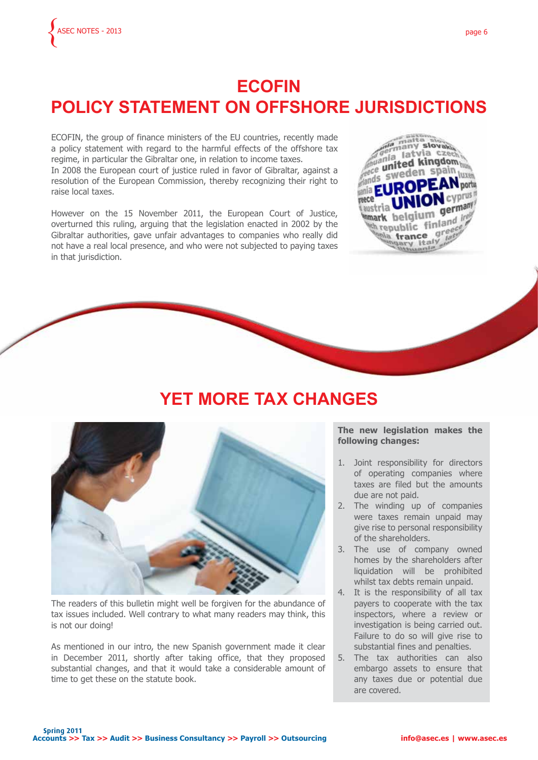# ECOFIN
# POLICY STATEMENT ON OFFSHORE JURISDICTIONS

ECOFIN, the group of finance ministers of the EU countries, recently made a policy statement with regard to the harmful effects of the offshore tax regime, in particular the Gibraltar one, in relation to income taxes.
In 2008 the European court of justice ruled in favor of Gibraltar, against a resolution of the European Commission, thereby recognizing their right to raise local taxes.

However on the 15 November 2011, the European Court of Justice, overturned this ruling, arguing that the legislation enacted in 2002 by the Gibraltar authorities, gave unfair advantages to companies who really did not have a real local presence, and who were not subjected to paying taxes in that jurisdiction.

# YET MORE TAX CHANGES

The readers of this bulletin might well be forgiven for the abundance of tax issues included. Well contrary to what many readers may think, this is not our doing!

As mentioned in our intro, the new Spanish government made it clear in December 2011, shortly after taking office, that they proposed substantial changes, and that it would take a considerable amount of time to get these on the statute book.

**The new legislation makes the following changes:**

1. Joint responsibility for directors of operating companies where taxes are filed but the amounts due are not paid.
2. The winding up of companies were taxes remain unpaid may give rise to personal responsibility of the shareholders.
3. The use of company owned homes by the shareholders after liquidation will be prohibited whilst tax debts remain unpaid.
4. It is the responsibility of all tax payers to cooperate with the tax inspectors, where a review or investigation is being carried out. Failure to do so will give rise to substantial fines and penalties.
5. The tax authorities can also embargo assets to ensure that any taxes due or potential due are covered.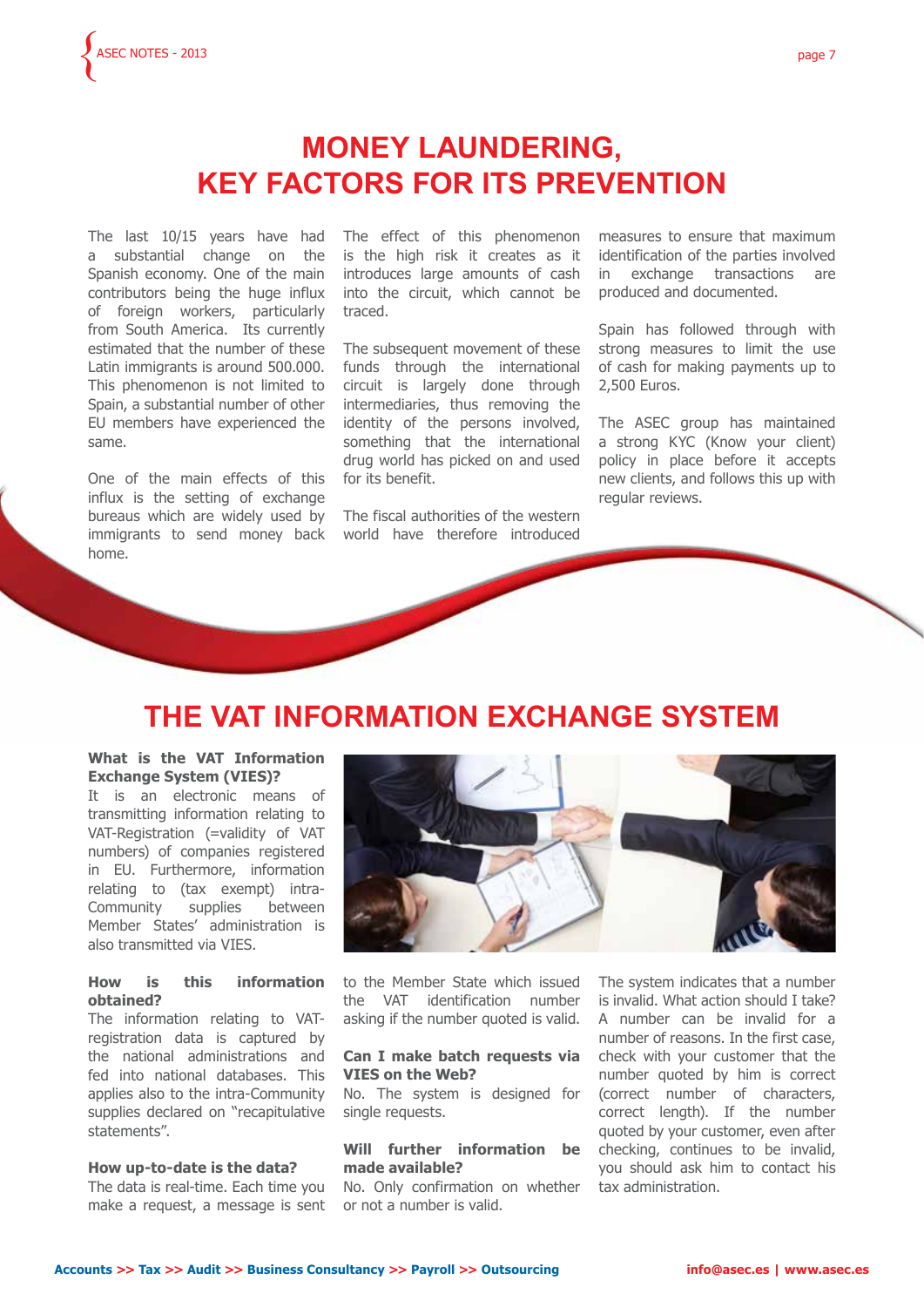# MONEY LAUNDERING, KEY FACTORS FOR ITS PREVENTION

The last 10/15 years have had a substantial change on the Spanish economy. One of the main contributors being the huge influx of foreign workers, particularly from South America. Its currently estimated that the number of these Latin immigrants is around 500.000. This phenomenon is not limited to Spain, a substantial number of other EU members have experienced the same.

One of the main effects of this influx is the setting of exchange bureaus which are widely used by immigrants to send money back home.

The effect of this phenomenon is the high risk it creates as it introduces large amounts of cash into the circuit, which cannot be traced.

The subsequent movement of these funds through the international circuit is largely done through intermediaries, thus removing the identity of the persons involved, something that the international drug world has picked on and used for its benefit.

The fiscal authorities of the western world have therefore introduced measures to ensure that maximum identification of the parties involved in exchange transactions are produced and documented.

Spain has followed through with strong measures to limit the use of cash for making payments up to 2,500 Euros.

The ASEC group has maintained a strong KYC (Know your client) policy in place before it accepts new clients, and follows this up with regular reviews.

# THE VAT INFORMATION EXCHANGE SYSTEM

**What is the VAT Information Exchange System (VIES)?**
It is an electronic means of transmitting information relating to VAT-Registration (=validity of VAT numbers) of companies registered in EU. Furthermore, information relating to (tax exempt) intra-Community supplies between Member States' administration is also transmitted via VIES.

**How is this information obtained?**
The information relating to VAT-registration data is captured by the national administrations and fed into national databases. This applies also to the intra-Community supplies declared on "recapitulative statements".

**How up-to-date is the data?**
The data is real-time. Each time you make a request, a message is sent to the Member State which issued the VAT identification number asking if the number quoted is valid.

**Can I make batch requests via VIES on the Web?**
No. The system is designed for single requests.

**Will further information be made available?**
No. Only confirmation on whether or not a number is valid.

The system indicates that a number is invalid. What action should I take?
A number can be invalid for a number of reasons. In the first case, check with your customer that the number quoted by him is correct (correct number of characters, correct length). If the number quoted by your customer, even after checking, continues to be invalid, you should ask him to contact his tax administration.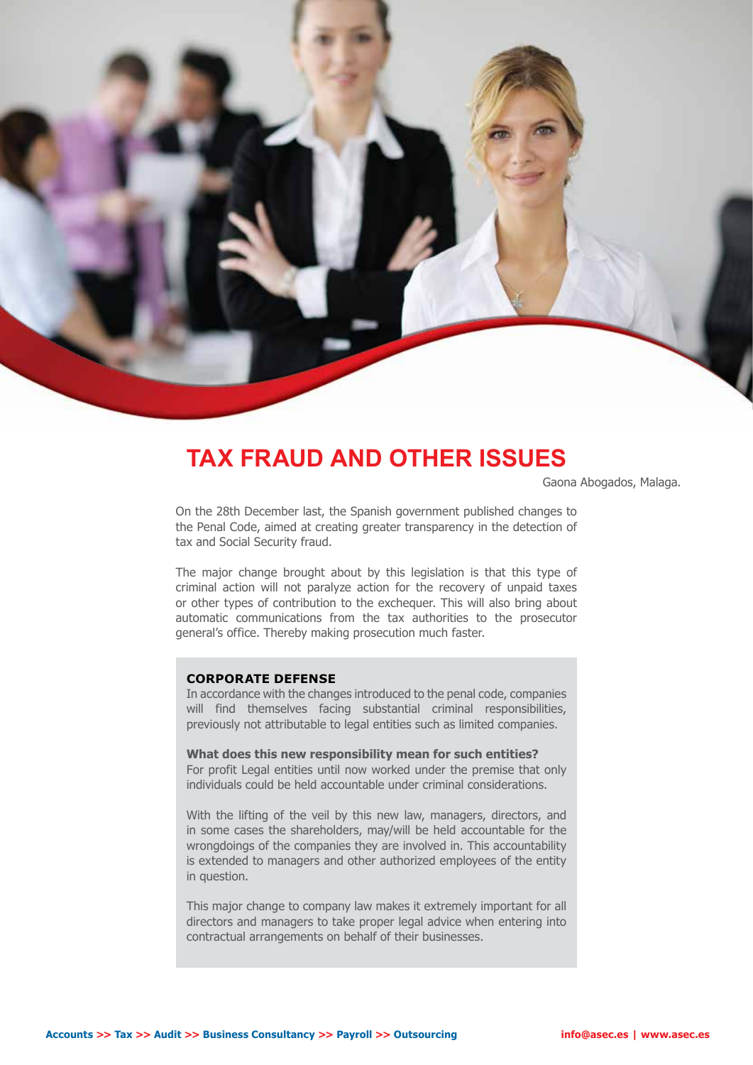# TAX FRAUD AND OTHER ISSUES

Gaona Abogados, Malaga.

On the 28th December last, the Spanish government published changes to the Penal Code, aimed at creating greater transparency in the detection of tax and Social Security fraud.

The major change brought about by this legislation is that this type of criminal action will not paralyze action for the recovery of unpaid taxes or other types of contribution to the exchequer. This will also bring about automatic communications from the tax authorities to the prosecutor general's office. Thereby making prosecution much faster.

## CORPORATE DEFENSE

In accordance with the changes introduced to the penal code, companies will find themselves facing substantial criminal responsibilities, previously not attributable to legal entities such as limited companies.

**What does this new responsibility mean for such entities?**

For profit Legal entities until now worked under the premise that only individuals could be held accountable under criminal considerations.

With the lifting of the veil by this new law, managers, directors, and in some cases the shareholders, may/will be held accountable for the wrongdoings of the companies they are involved in. This accountability is extended to managers and other authorized employees of the entity in question.

This major change to company law makes it extremely important for all directors and managers to take proper legal advice when entering into contractual arrangements on behalf of their businesses.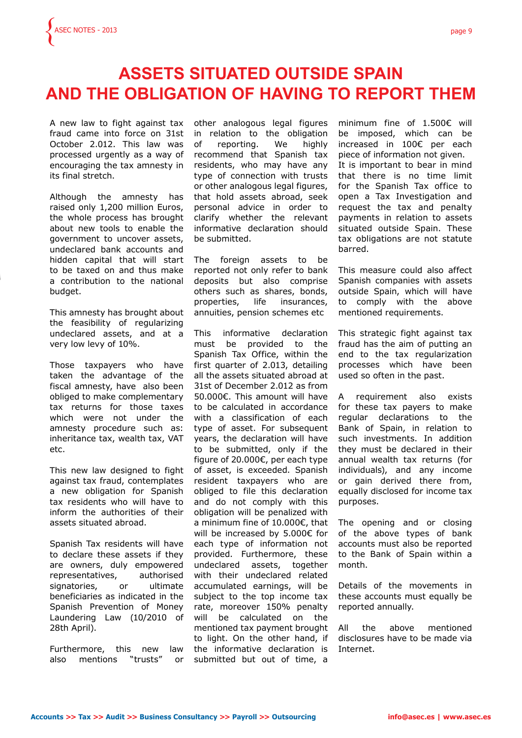# ASSETS SITUATED OUTSIDE SPAIN AND THE OBLIGATION OF HAVING TO REPORT THEM

A new law to fight against tax fraud came into force on 31st October 2.012. This law was processed urgently as a way of encouraging the tax amnesty in its final stretch.

Although the amnesty has raised only 1,200 million Euros, the whole process has brought about new tools to enable the government to uncover assets, undeclared bank accounts and hidden capital that will start to be taxed on and thus make a contribution to the national budget.

This amnesty has brought about the feasibility of regularizing undeclared assets, and at a very low levy of 10%.

Those taxpayers who have taken the advantage of the fiscal amnesty, have also been obliged to make complementary tax returns for those taxes which were not under the amnesty procedure such as: inheritance tax, wealth tax, VAT etc.

This new law designed to fight against tax fraud, contemplates a new obligation for Spanish tax residents who will have to inform the authorities of their assets situated abroad.

Spanish Tax residents will have to declare these assets if they are owners, duly empowered representatives, authorised signatories, or ultimate beneficiaries as indicated in the Spanish Prevention of Money Laundering Law (10/2010 of 28th April).

Furthermore, this new law also mentions "trusts" or other analogous legal figures in relation to the obligation of reporting. We highly recommend that Spanish tax residents, who may have any type of connection with trusts or other analogous legal figures, that hold assets abroad, seek personal advice in order to clarify whether the relevant informative declaration should be submitted.

The foreign assets to be reported not only refer to bank deposits but also comprise others such as shares, bonds, properties, life insurances, annuities, pension schemes etc

This informative declaration must be provided to the Spanish Tax Office, within the first quarter of 2.013, detailing all the assets situated abroad at 31st of December 2.012 as from 50.000€. This amount will have to be calculated in accordance with a classification of each type of asset. For subsequent years, the declaration will have to be submitted, only if the figure of 20.000€, per each type of asset, is exceeded. Spanish resident taxpayers who are obliged to file this declaration and do not comply with this obligation will be penalized with a minimum fine of 10.000€, that will be increased by 5.000€ for each type of information not provided. Furthermore, these undeclared assets, together with their undeclared related accumulated earnings, will be subject to the top income tax rate, moreover 150% penalty will be calculated on the mentioned tax payment brought to light. On the other hand, if the informative declaration is submitted but out of time, a minimum fine of 1.500€ will be imposed, which can be increased in 100€ per each piece of information not given. It is important to bear in mind that there is no time limit for the Spanish Tax office to open a Tax Investigation and request the tax and penalty payments in relation to assets situated outside Spain. These tax obligations are not statute barred.

This measure could also affect Spanish companies with assets outside Spain, which will have to comply with the above mentioned requirements.

This strategic fight against tax fraud has the aim of putting an end to the tax regularization processes which have been used so often in the past.

A requirement also exists for these tax payers to make regular declarations to the Bank of Spain, in relation to such investments. In addition they must be declared in their annual wealth tax returns (for individuals), and any income or gain derived there from, equally disclosed for income tax purposes.

The opening and or closing of the above types of bank accounts must also be reported to the Bank of Spain within a month.

Details of the movements in these accounts must equally be reported annually.

All the above mentioned disclosures have to be made via Internet.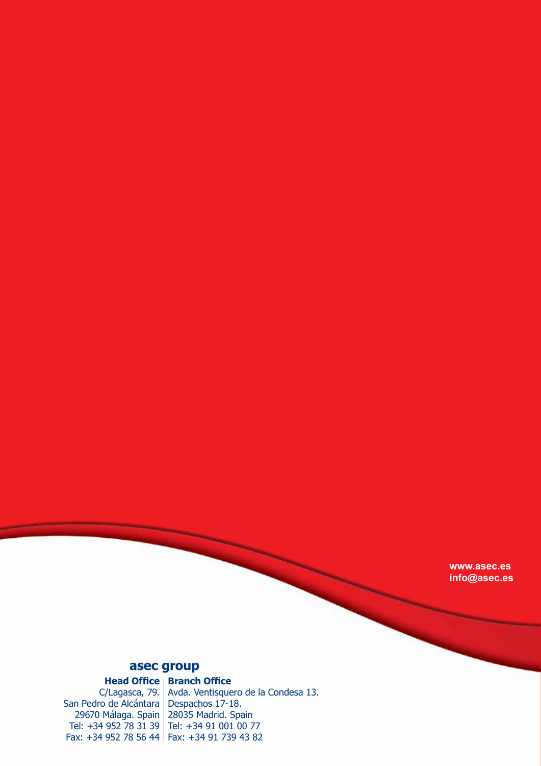www.asec.es
info@asec.es

## asec group

| Head Office | Branch Office |
| --- | --- |
| C/Lagasca, 79. | Avda. Ventisquero de la Condesa 13. |
| San Pedro de Alcántara | Despachos 17-18. |
| 29670 Málaga. Spain | 28035 Madrid. Spain |
| Tel: +34 952 78 31 39 | Tel: +34 91 001 00 77 |
| Fax: +34 952 78 56 44 | Fax: +34 91 739 43 82 |